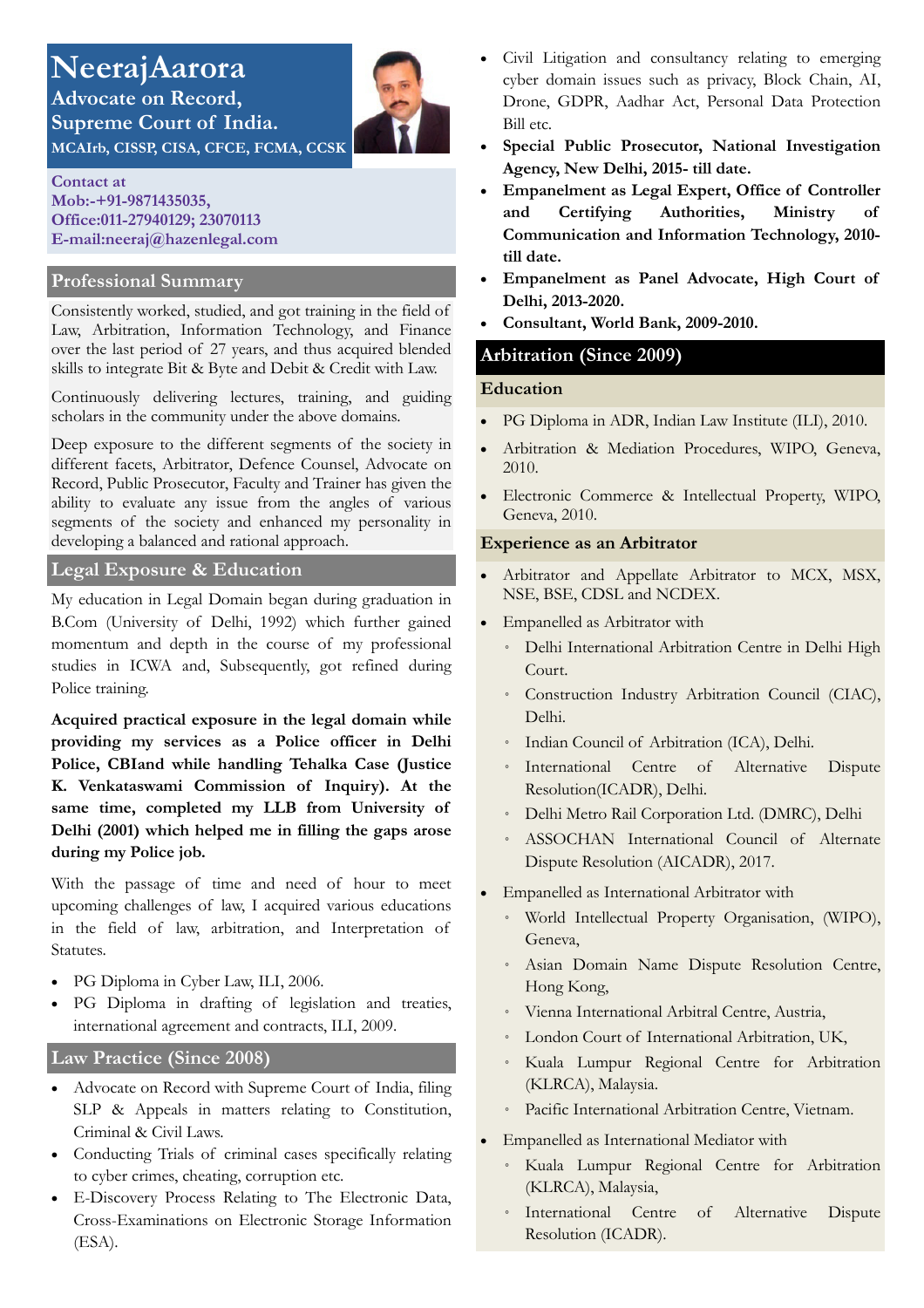# NeerajAarora

**Advocate on Record,**
**Supreme Court of India.**
**MCAIrb, CISSP, CISA, CFCE, FCMA, CCSK**

**Contact at**
**Mob:-+91-9871435035,**
**Office:011-27940129; 23070113**
**E-mail:neeraj@hazenlegal.com**

## Professional Summary

Consistently worked, studied, and got training in the field of Law, Arbitration, Information Technology, and Finance over the last period of 27 years, and thus acquired blended skills to integrate Bit & Byte and Debit & Credit with Law.

Continuously delivering lectures, training, and guiding scholars in the community under the above domains.

Deep exposure to the different segments of the society in different facets, Arbitrator, Defence Counsel, Advocate on Record, Public Prosecutor, Faculty and Trainer has given the ability to evaluate any issue from the angles of various segments of the society and enhanced my personality in developing a balanced and rational approach.

## Legal Exposure & Education

My education in Legal Domain began during graduation in B.Com (University of Delhi, 1992) which further gained momentum and depth in the course of my professional studies in ICWA and, Subsequently, got refined during Police training.

**Acquired practical exposure in the legal domain while providing my services as a Police officer in Delhi Police, CBIand while handling Tehalka Case (Justice K. Venkataswami Commission of Inquiry). At the same time, completed my LLB from University of Delhi (2001) which helped me in filling the gaps arose during my Police job.**

With the passage of time and need of hour to meet upcoming challenges of law, I acquired various educations in the field of law, arbitration, and Interpretation of Statutes.

- PG Diploma in Cyber Law, ILI, 2006.
- PG Diploma in drafting of legislation and treaties, international agreement and contracts, ILI, 2009.

## Law Practice (Since 2008)

- Advocate on Record with Supreme Court of India, filing SLP & Appeals in matters relating to Constitution, Criminal & Civil Laws.
- Conducting Trials of criminal cases specifically relating to cyber crimes, cheating, corruption etc.
- E-Discovery Process Relating to The Electronic Data, Cross-Examinations on Electronic Storage Information (ESA).
- Civil Litigation and consultancy relating to emerging cyber domain issues such as privacy, Block Chain, AI, Drone, GDPR, Aadhar Act, Personal Data Protection Bill etc.
- **Special Public Prosecutor, National Investigation Agency, New Delhi, 2015- till date.**
- **Empanelment as Legal Expert, Office of Controller and Certifying Authorities, Ministry of Communication and Information Technology, 2010- till date.**
- **Empanelment as Panel Advocate, High Court of Delhi, 2013-2020.**
- **Consultant, World Bank, 2009-2010.**

## Arbitration (Since 2009)

### Education

- PG Diploma in ADR, Indian Law Institute (ILI), 2010.
- Arbitration & Mediation Procedures, WIPO, Geneva, 2010.
- Electronic Commerce & Intellectual Property, WIPO, Geneva, 2010.

### Experience as an Arbitrator

- Arbitrator and Appellate Arbitrator to MCX, MSX, NSE, BSE, CDSL and NCDEX.
- Empanelled as Arbitrator with
  - Delhi International Arbitration Centre in Delhi High Court.
  - Construction Industry Arbitration Council (CIAC), Delhi.
  - Indian Council of Arbitration (ICA), Delhi.
  - International Centre of Alternative Dispute Resolution(ICADR), Delhi.
  - Delhi Metro Rail Corporation Ltd. (DMRC), Delhi
  - ASSOCHAN International Council of Alternate Dispute Resolution (AICADR), 2017.
- Empanelled as International Arbitrator with
  - World Intellectual Property Organisation, (WIPO), Geneva,
  - Asian Domain Name Dispute Resolution Centre, Hong Kong,
  - Vienna International Arbitral Centre, Austria,
  - London Court of International Arbitration, UK,
  - Kuala Lumpur Regional Centre for Arbitration (KLRCA), Malaysia.
  - Pacific International Arbitration Centre, Vietnam.
- Empanelled as International Mediator with
  - Kuala Lumpur Regional Centre for Arbitration (KLRCA), Malaysia,
  - International Centre of Alternative Dispute Resolution (ICADR).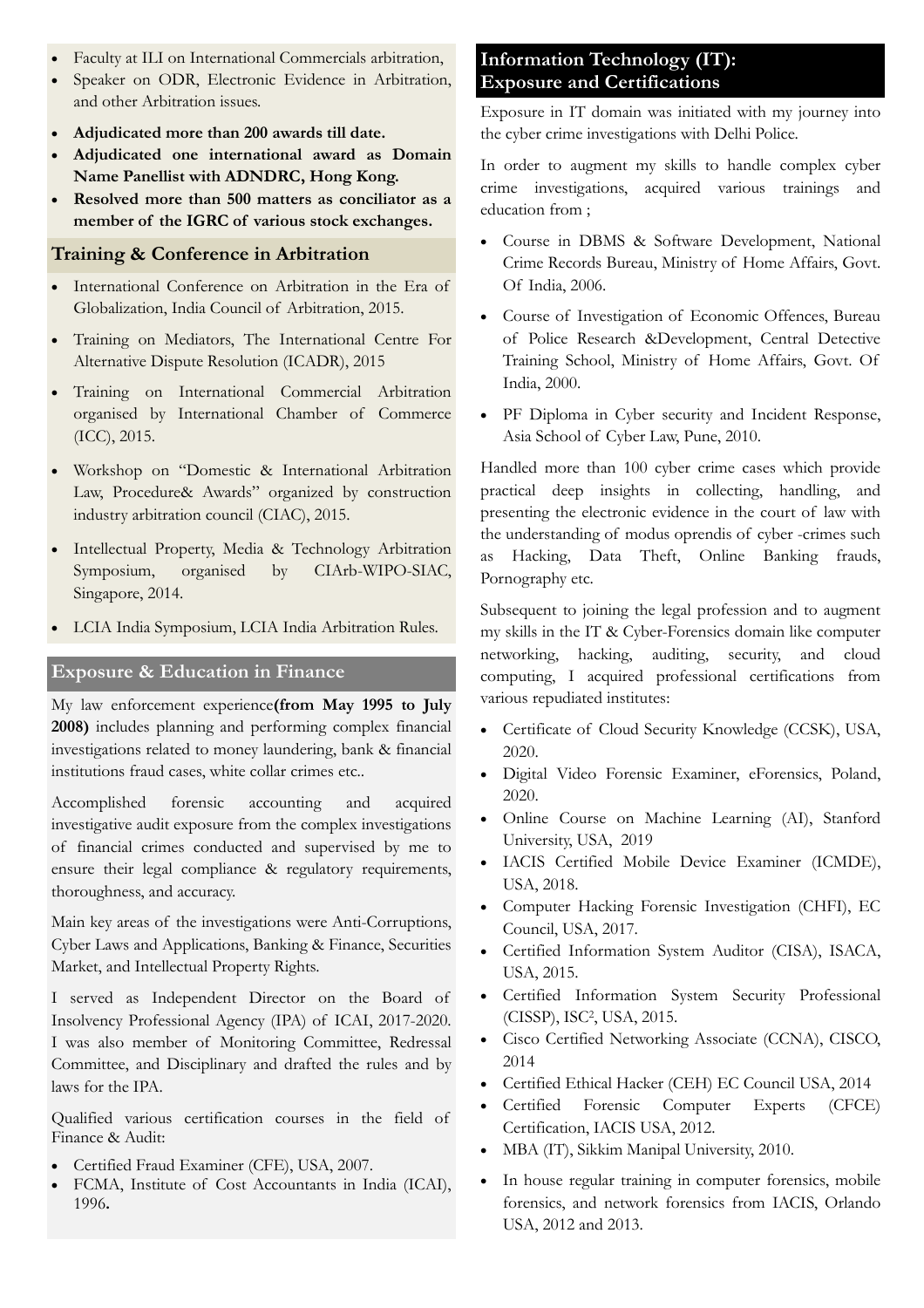- Faculty at ILI on International Commercials arbitration,
- Speaker on ODR, Electronic Evidence in Arbitration, and other Arbitration issues.
- **Adjudicated more than 200 awards till date.**
- **Adjudicated one international award as Domain Name Panellist with ADNDRC, Hong Kong.**
- **Resolved more than 500 matters as conciliator as a member of the IGRC of various stock exchanges.**

## Training & Conference in Arbitration

- International Conference on Arbitration in the Era of Globalization, India Council of Arbitration, 2015.
- Training on Mediators, The International Centre For Alternative Dispute Resolution (ICADR), 2015
- Training on International Commercial Arbitration organised by International Chamber of Commerce (ICC), 2015.
- Workshop on "Domestic & International Arbitration Law, Procedure& Awards" organized by construction industry arbitration council (CIAC), 2015.
- Intellectual Property, Media & Technology Arbitration Symposium, organised by CIArb-WIPO-SIAC, Singapore, 2014.
- LCIA India Symposium, LCIA India Arbitration Rules.

## Exposure & Education in Finance

My law enforcement experience**(from May 1995 to July 2008)** includes planning and performing complex financial investigations related to money laundering, bank & financial institutions fraud cases, white collar crimes etc..

Accomplished forensic accounting and acquired investigative audit exposure from the complex investigations of financial crimes conducted and supervised by me to ensure their legal compliance & regulatory requirements, thoroughness, and accuracy.

Main key areas of the investigations were Anti-Corruptions, Cyber Laws and Applications, Banking & Finance, Securities Market, and Intellectual Property Rights.

I served as Independent Director on the Board of Insolvency Professional Agency (IPA) of ICAI, 2017-2020. I was also member of Monitoring Committee, Redressal Committee, and Disciplinary and drafted the rules and by laws for the IPA.

Qualified various certification courses in the field of Finance & Audit:

- Certified Fraud Examiner (CFE), USA, 2007.
- FCMA, Institute of Cost Accountants in India (ICAI), 1996**.**

## Information Technology (IT): Exposure and Certifications

Exposure in IT domain was initiated with my journey into the cyber crime investigations with Delhi Police.

In order to augment my skills to handle complex cyber crime investigations, acquired various trainings and education from ;

- Course in DBMS & Software Development, National Crime Records Bureau, Ministry of Home Affairs, Govt. Of India, 2006.
- Course of Investigation of Economic Offences, Bureau of Police Research &Development, Central Detective Training School, Ministry of Home Affairs, Govt. Of India, 2000.
- PF Diploma in Cyber security and Incident Response, Asia School of Cyber Law, Pune, 2010.

Handled more than 100 cyber crime cases which provide practical deep insights in collecting, handling, and presenting the electronic evidence in the court of law with the understanding of modus oprendis of cyber -crimes such as Hacking, Data Theft, Online Banking frauds, Pornography etc.

Subsequent to joining the legal profession and to augment my skills in the IT & Cyber-Forensics domain like computer networking, hacking, auditing, security, and cloud computing, I acquired professional certifications from various repudiated institutes:

- Certificate of Cloud Security Knowledge (CCSK), USA, 2020.
- Digital Video Forensic Examiner, eForensics, Poland, 2020.
- Online Course on Machine Learning (AI), Stanford University, USA, 2019
- IACIS Certified Mobile Device Examiner (ICMDE), USA, 2018.
- Computer Hacking Forensic Investigation (CHFI), EC Council, USA, 2017.
- Certified Information System Auditor (CISA), ISACA, USA, 2015.
- Certified Information System Security Professional (CISSP), ISC², USA, 2015.
- Cisco Certified Networking Associate (CCNA), CISCO, 2014
- Certified Ethical Hacker (CEH) EC Council USA, 2014
- Certified Forensic Computer Experts (CFCE) Certification, IACIS USA, 2012.
- MBA (IT), Sikkim Manipal University, 2010.
- In house regular training in computer forensics, mobile forensics, and network forensics from IACIS, Orlando USA, 2012 and 2013.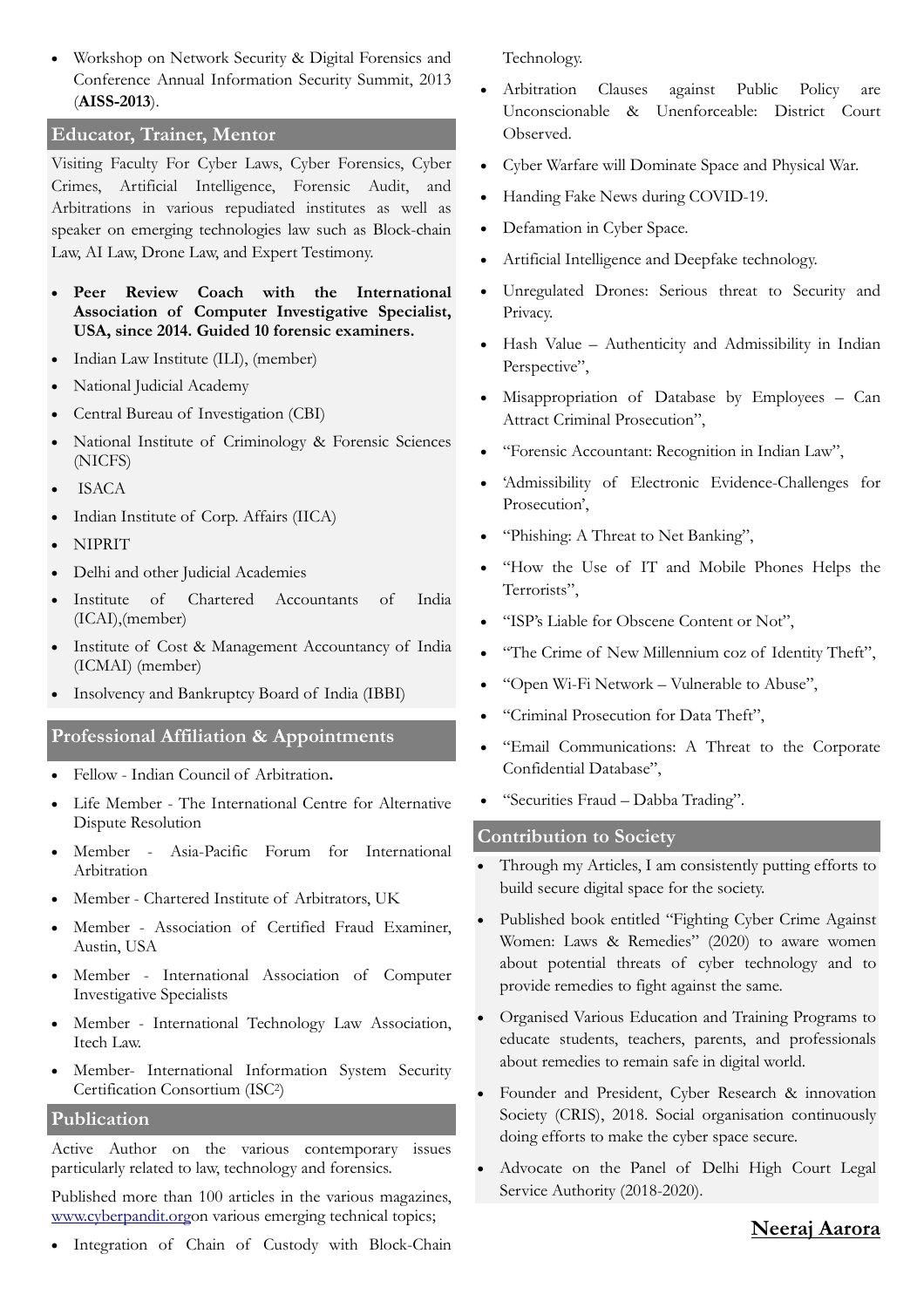- Workshop on Network Security & Digital Forensics and Conference Annual Information Security Summit, 2013 (**AISS-2013**).

## Educator, Trainer, Mentor

Visiting Faculty For Cyber Laws, Cyber Forensics, Cyber Crimes, Artificial Intelligence, Forensic Audit, and Arbitrations in various repudiated institutes as well as speaker on emerging technologies law such as Block-chain Law, AI Law, Drone Law, and Expert Testimony.

- **Peer Review Coach with the International Association of Computer Investigative Specialist, USA, since 2014. Guided 10 forensic examiners.**
- Indian Law Institute (ILI), (member)
- National Judicial Academy
- Central Bureau of Investigation (CBI)
- National Institute of Criminology & Forensic Sciences (NICFS)
- ISACA
- Indian Institute of Corp. Affairs (IICA)
- NIPRIT
- Delhi and other Judicial Academies
- Institute of Chartered Accountants of India (ICAI),(member)
- Institute of Cost & Management Accountancy of India (ICMAI) (member)
- Insolvency and Bankruptcy Board of India (IBBI)

## Professional Affiliation & Appointments

- Fellow - Indian Council of Arbitration**.**
- Life Member - The International Centre for Alternative Dispute Resolution
- Member - Asia-Pacific Forum for International Arbitration
- Member - Chartered Institute of Arbitrators, UK
- Member - Association of Certified Fraud Examiner, Austin, USA
- Member - International Association of Computer Investigative Specialists
- Member - International Technology Law Association, Itech Law.
- Member- International Information System Security Certification Consortium (ISC$^2$)

## Publication

Active Author on the various contemporary issues particularly related to law, technology and forensics.

Published more than 100 articles in the various magazines, www.cyberpandit.orgon various emerging technical topics;

- Integration of Chain of Custody with Block-Chain Technology.
- Arbitration Clauses against Public Policy are Unconscionable & Unenforceable: District Court Observed.
- Cyber Warfare will Dominate Space and Physical War.
- Handing Fake News during COVID-19.
- Defamation in Cyber Space.
- Artificial Intelligence and Deepfake technology.
- Unregulated Drones: Serious threat to Security and Privacy.
- Hash Value – Authenticity and Admissibility in Indian Perspective",
- Misappropriation of Database by Employees – Can Attract Criminal Prosecution",
- "Forensic Accountant: Recognition in Indian Law",
- 'Admissibility of Electronic Evidence-Challenges for Prosecution',
- "Phishing: A Threat to Net Banking",
- "How the Use of IT and Mobile Phones Helps the Terrorists",
- "ISP's Liable for Obscene Content or Not",
- "The Crime of New Millennium coz of Identity Theft",
- "Open Wi-Fi Network – Vulnerable to Abuse",
- "Criminal Prosecution for Data Theft",
- "Email Communications: A Threat to the Corporate Confidential Database",
- "Securities Fraud – Dabba Trading".

## Contribution to Society

- Through my Articles, I am consistently putting efforts to build secure digital space for the society.
- Published book entitled "Fighting Cyber Crime Against Women: Laws & Remedies" (2020) to aware women about potential threats of cyber technology and to provide remedies to fight against the same.
- Organised Various Education and Training Programs to educate students, teachers, parents, and professionals about remedies to remain safe in digital world.
- Founder and President, Cyber Research & innovation Society (CRIS), 2018. Social organisation continuously doing efforts to make the cyber space secure.
- Advocate on the Panel of Delhi High Court Legal Service Authority (2018-2020).

**Neeraj Aarora**